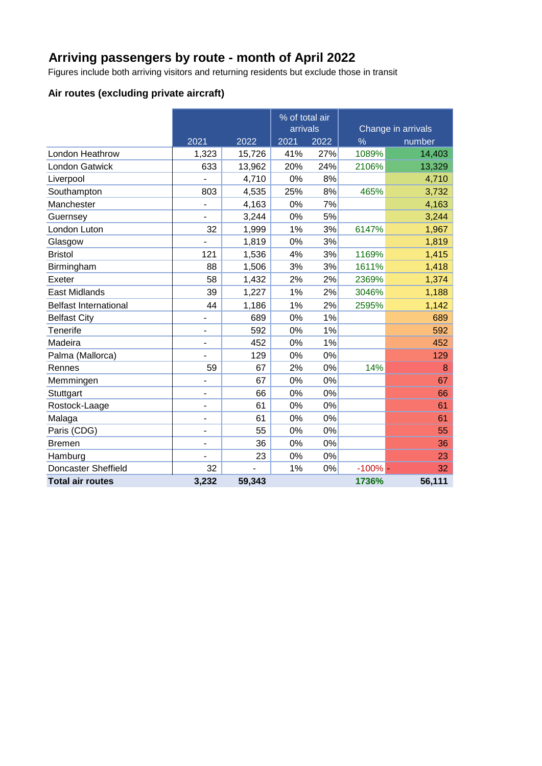# Arriving passengers by route - month of April 2022

Figures include both arriving visitors and returning residents but exclude those in transit

### Air routes (excluding private aircraft)

| | | | % of total air arrivals | | Change in arrivals | |
|---|---|---|---|---|---|---|
| | 2021 | 2022 | 2021 | 2022 | % | number |
| London Heathrow | 1,323 | 15,726 | 41% | 27% | 1089% | 14,403 |
| London Gatwick | 633 | 13,962 | 20% | 24% | 2106% | 13,329 |
| Liverpool | - | 4,710 | 0% | 8% | | 4,710 |
| Southampton | 803 | 4,535 | 25% | 8% | 465% | 3,732 |
| Manchester | - | 4,163 | 0% | 7% | | 4,163 |
| Guernsey | - | 3,244 | 0% | 5% | | 3,244 |
| London Luton | 32 | 1,999 | 1% | 3% | 6147% | 1,967 |
| Glasgow | - | 1,819 | 0% | 3% | | 1,819 |
| Bristol | 121 | 1,536 | 4% | 3% | 1169% | 1,415 |
| Birmingham | 88 | 1,506 | 3% | 3% | 1611% | 1,418 |
| Exeter | 58 | 1,432 | 2% | 2% | 2369% | 1,374 |
| East Midlands | 39 | 1,227 | 1% | 2% | 3046% | 1,188 |
| Belfast International | 44 | 1,186 | 1% | 2% | 2595% | 1,142 |
| Belfast City | - | 689 | 0% | 1% | | 689 |
| Tenerife | - | 592 | 0% | 1% | | 592 |
| Madeira | - | 452 | 0% | 1% | | 452 |
| Palma (Mallorca) | - | 129 | 0% | 0% | | 129 |
| Rennes | 59 | 67 | 2% | 0% | 14% | 8 |
| Memmingen | - | 67 | 0% | 0% | | 67 |
| Stuttgart | - | 66 | 0% | 0% | | 66 |
| Rostock-Laage | - | 61 | 0% | 0% | | 61 |
| Malaga | - | 61 | 0% | 0% | | 61 |
| Paris (CDG) | - | 55 | 0% | 0% | | 55 |
| Bremen | - | 36 | 0% | 0% | | 36 |
| Hamburg | - | 23 | 0% | 0% | | 23 |
| Doncaster Sheffield | 32 | - | 1% | 0% | -100% | - 32 |
| **Total air routes** | **3,232** | **59,343** | | | **1736%** | **56,111** |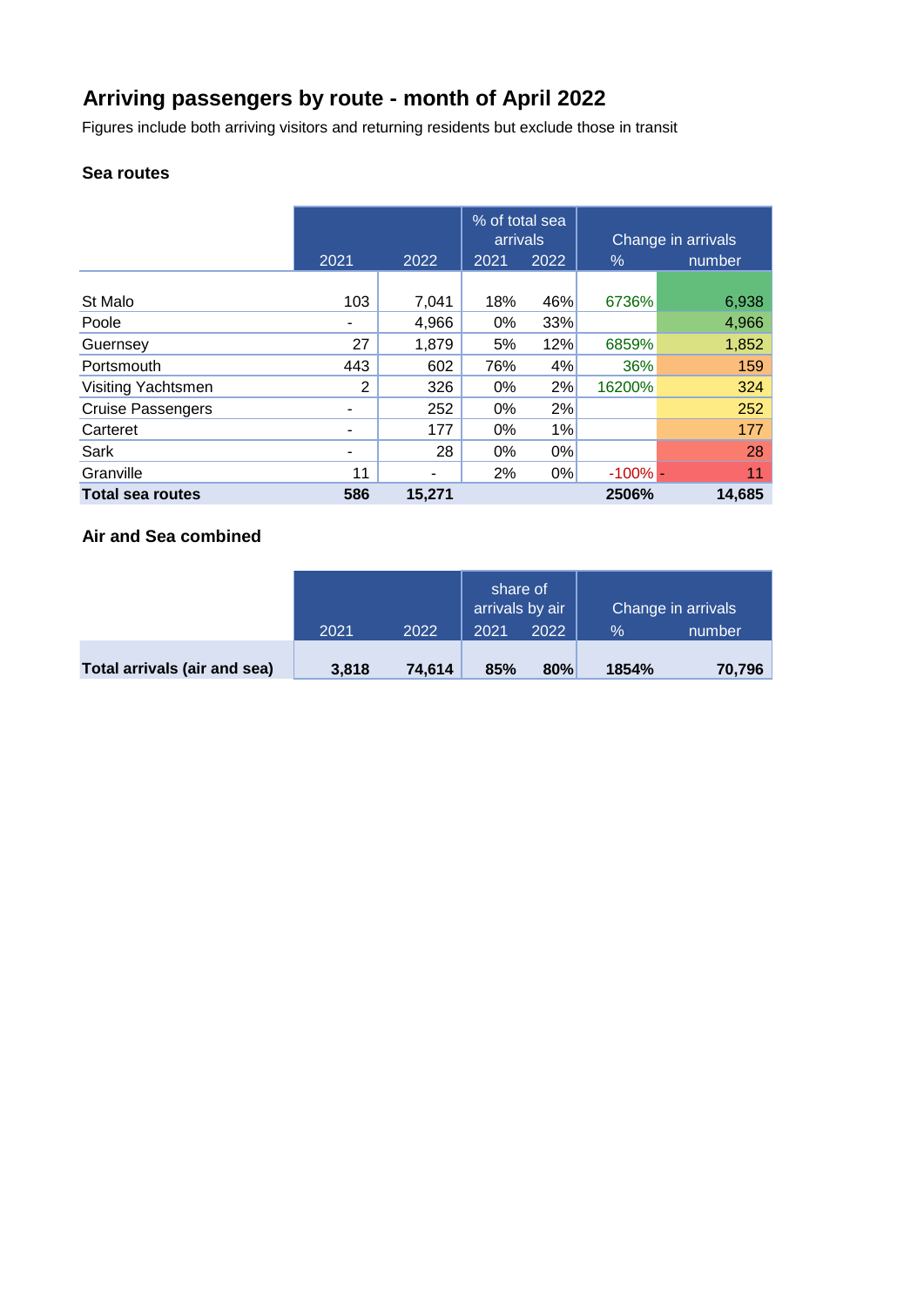# Arriving passengers by route - month of April 2022

Figures include both arriving visitors and returning residents but exclude those in transit

### Sea routes

| | 2021 | 2022 | % of total sea arrivals 2021 | 2022 | Change in arrivals % | number |
|---|---|---|---|---|---|---|
| St Malo | 103 | 7,041 | 18% | 46% | 6736% | 6,938 |
| Poole | - | 4,966 | 0% | 33% | | 4,966 |
| Guernsey | 27 | 1,879 | 5% | 12% | 6859% | 1,852 |
| Portsmouth | 443 | 602 | 76% | 4% | 36% | 159 |
| Visiting Yachtsmen | 2 | 326 | 0% | 2% | 16200% | 324 |
| Cruise Passengers | - | 252 | 0% | 2% | | 252 |
| Carteret | - | 177 | 0% | 1% | | 177 |
| Sark | - | 28 | 0% | 0% | | 28 |
| Granville | 11 | - | 2% | 0% | -100% | - 11 |
| **Total sea routes** | **586** | **15,271** | | | **2506%** | **14,685** |

### Air and Sea combined

| | 2021 | 2022 | share of arrivals by air 2021 | 2022 | Change in arrivals % | number |
|---|---|---|---|---|---|---|
| **Total arrivals (air and sea)** | **3,818** | **74,614** | **85%** | **80%** | **1854%** | **70,796** |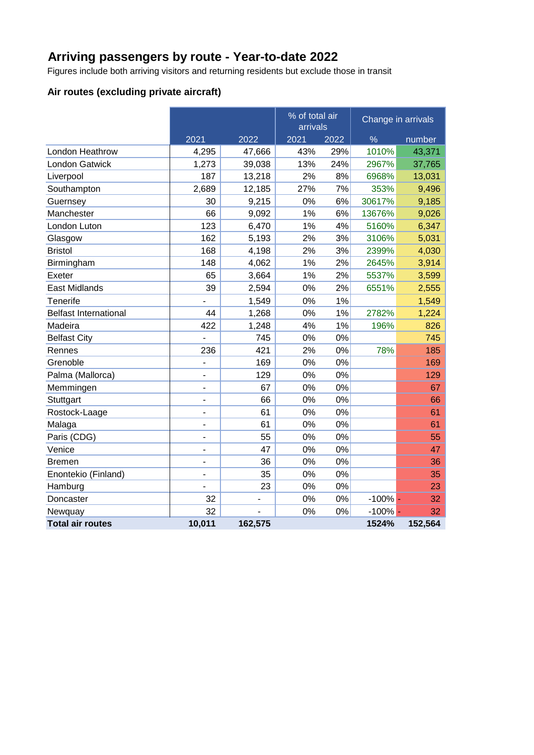# Arriving passengers by route - Year-to-date 2022

Figures include both arriving visitors and returning residents but exclude those in transit

## Air routes (excluding private aircraft)

| | | | % of total air arrivals | | Change in arrivals | |
|---|---|---|---|---|---|---|
| | 2021 | 2022 | 2021 | 2022 | % | number |
| London Heathrow | 4,295 | 47,666 | 43% | 29% | 1010% | 43,371 |
| London Gatwick | 1,273 | 39,038 | 13% | 24% | 2967% | 37,765 |
| Liverpool | 187 | 13,218 | 2% | 8% | 6968% | 13,031 |
| Southampton | 2,689 | 12,185 | 27% | 7% | 353% | 9,496 |
| Guernsey | 30 | 9,215 | 0% | 6% | 30617% | 9,185 |
| Manchester | 66 | 9,092 | 1% | 6% | 13676% | 9,026 |
| London Luton | 123 | 6,470 | 1% | 4% | 5160% | 6,347 |
| Glasgow | 162 | 5,193 | 2% | 3% | 3106% | 5,031 |
| Bristol | 168 | 4,198 | 2% | 3% | 2399% | 4,030 |
| Birmingham | 148 | 4,062 | 1% | 2% | 2645% | 3,914 |
| Exeter | 65 | 3,664 | 1% | 2% | 5537% | 3,599 |
| East Midlands | 39 | 2,594 | 0% | 2% | 6551% | 2,555 |
| Tenerife | - | 1,549 | 0% | 1% | | 1,549 |
| Belfast International | 44 | 1,268 | 0% | 1% | 2782% | 1,224 |
| Madeira | 422 | 1,248 | 4% | 1% | 196% | 826 |
| Belfast City | - | 745 | 0% | 0% | | 745 |
| Rennes | 236 | 421 | 2% | 0% | 78% | 185 |
| Grenoble | - | 169 | 0% | 0% | | 169 |
| Palma (Mallorca) | - | 129 | 0% | 0% | | 129 |
| Memmingen | - | 67 | 0% | 0% | | 67 |
| Stuttgart | - | 66 | 0% | 0% | | 66 |
| Rostock-Laage | - | 61 | 0% | 0% | | 61 |
| Malaga | - | 61 | 0% | 0% | | 61 |
| Paris (CDG) | - | 55 | 0% | 0% | | 55 |
| Venice | - | 47 | 0% | 0% | | 47 |
| Bremen | - | 36 | 0% | 0% | | 36 |
| Enontekio (Finland) | - | 35 | 0% | 0% | | 35 |
| Hamburg | - | 23 | 0% | 0% | | 23 |
| Doncaster | 32 | - | 0% | 0% | -100% | - 32 |
| Newquay | 32 | - | 0% | 0% | -100% | - 32 |
| **Total air routes** | **10,011** | **162,575** | | | **1524%** | **152,564** |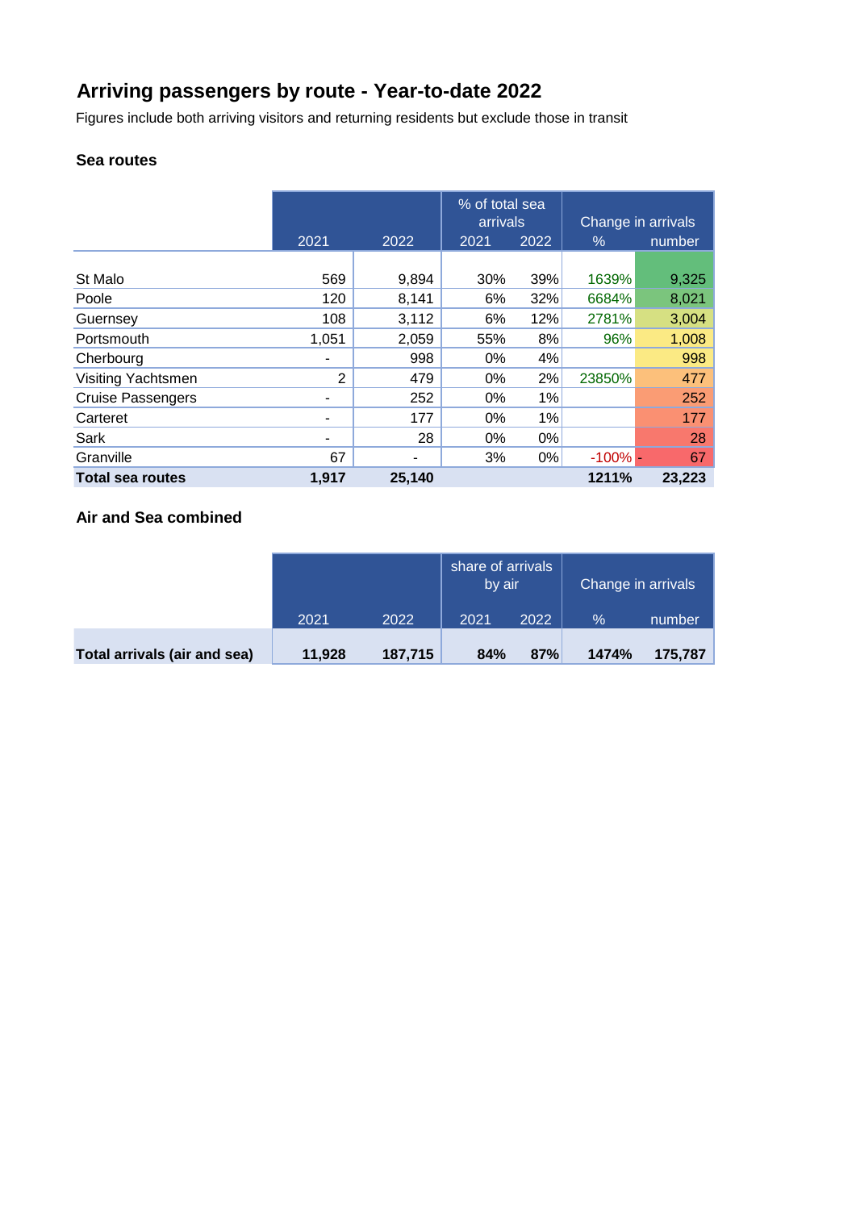# Arriving passengers by route - Year-to-date 2022

Figures include both arriving visitors and returning residents but exclude those in transit

### Sea routes

| | | | % of total sea arrivals | | Change in arrivals | |
|---|---|---|---|---|---|---|
| | 2021 | 2022 | 2021 | 2022 | % | number |
| St Malo | 569 | 9,894 | 30% | 39% | 1639% | 9,325 |
| Poole | 120 | 8,141 | 6% | 32% | 6684% | 8,021 |
| Guernsey | 108 | 3,112 | 6% | 12% | 2781% | 3,004 |
| Portsmouth | 1,051 | 2,059 | 55% | 8% | 96% | 1,008 |
| Cherbourg | - | 998 | 0% | 4% | | 998 |
| Visiting Yachtsmen | 2 | 479 | 0% | 2% | 23850% | 477 |
| Cruise Passengers | - | 252 | 0% | 1% | | 252 |
| Carteret | - | 177 | 0% | 1% | | 177 |
| Sark | - | 28 | 0% | 0% | | 28 |
| Granville | 67 | - | 3% | 0% | -100% | - 67 |
| **Total sea routes** | **1,917** | **25,140** | | | **1211%** | **23,223** |

### Air and Sea combined

| | | | share of arrivals by air | | Change in arrivals | |
|---|---|---|---|---|---|---|
| | 2021 | 2022 | 2021 | 2022 | % | number |
| **Total arrivals (air and sea)** | **11,928** | **187,715** | **84%** | **87%** | **1474%** | **175,787** |